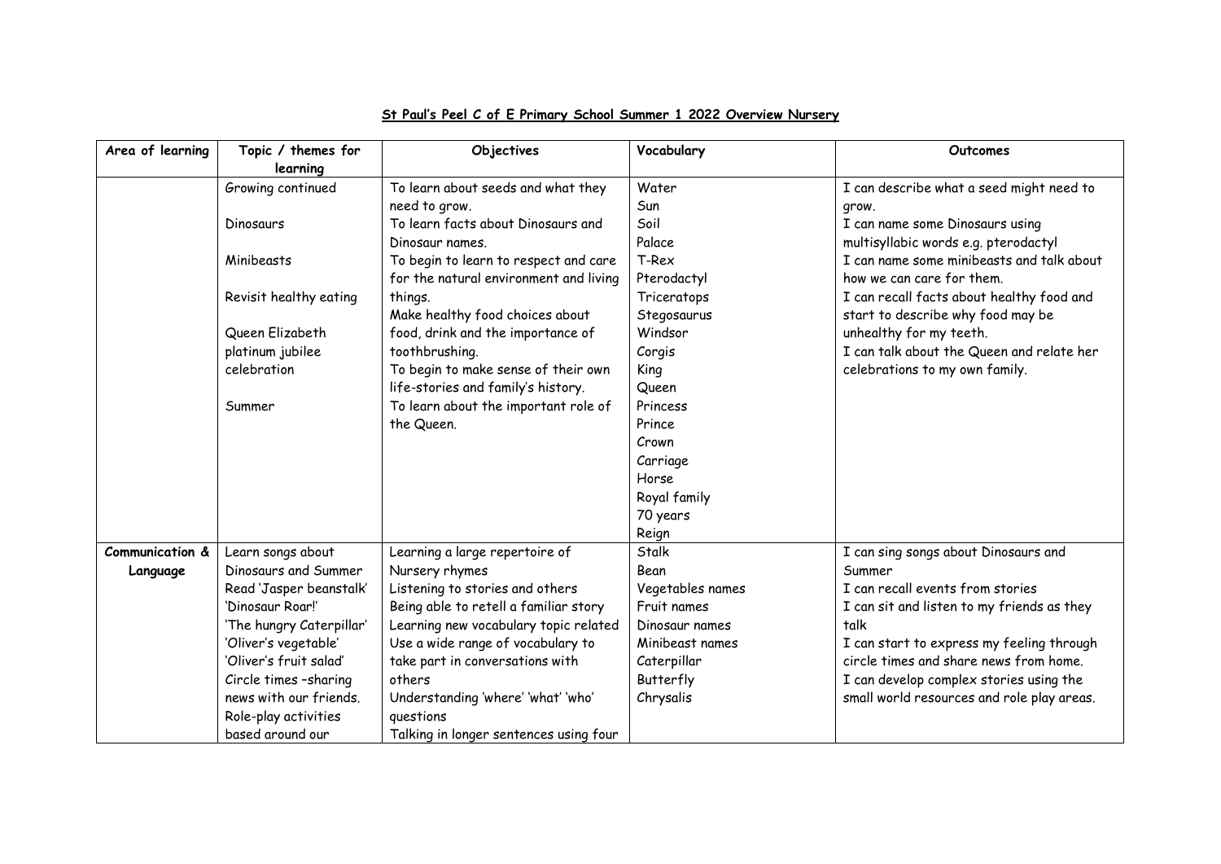**St Paul's Peel C of E Primary School Summer 1 2022 Overview Nursery**

| Area of learning | Topic / themes for learning | Objectives | Vocabulary | Outcomes |
|---|---|---|---|---|
| | Growing continued<br><br>Dinosaurs<br><br>Minibeasts<br><br>Revisit healthy eating<br><br>Queen Elizabeth platinum jubilee celebration<br><br>Summer | To learn about seeds and what they need to grow.<br>To learn facts about Dinosaurs and Dinosaur names.<br>To begin to learn to respect and care for the natural environment and living things.<br>Make healthy food choices about food, drink and the importance of toothbrushing.<br>To begin to make sense of their own life-stories and family's history.<br>To learn about the important role of the Queen. | Water<br>Sun<br>Soil<br>Palace<br>T-Rex<br>Pterodactyl<br>Triceratops<br>Stegosaurus<br>Windsor<br>Corgis<br>King<br>Queen<br>Princess<br>Prince<br>Crown<br>Carriage<br>Horse<br>Royal family<br>70 years<br>Reign | I can describe what a seed might need to grow.<br>I can name some Dinosaurs using multisyllabic words e.g. pterodactyl<br>I can name some minibeasts and talk about how we can care for them.<br>I can recall facts about healthy food and start to describe why food may be unhealthy for my teeth.<br>I can talk about the Queen and relate her celebrations to my own family. |
| **Communication & Language** | Learn songs about Dinosaurs and Summer<br>Read 'Jasper beanstalk' 'Dinosaur Roar!' 'The hungry Caterpillar' 'Oliver's vegetable' 'Oliver's fruit salad'<br>Circle times –sharing news with our friends.<br>Role-play activities based around our | Learning a large repertoire of Nursery rhymes<br>Listening to stories and others<br>Being able to retell a familiar story<br>Learning new vocabulary topic related<br>Use a wide range of vocabulary to take part in conversations with others<br>Understanding 'where' 'what' 'who' questions<br>Talking in longer sentences using four | Stalk<br>Bean<br>Vegetables names<br>Fruit names<br>Dinosaur names<br>Minibeast names<br>Caterpillar<br>Butterfly<br>Chrysalis | I can sing songs about Dinosaurs and Summer<br>I can recall events from stories<br>I can sit and listen to my friends as they talk<br>I can start to express my feeling through circle times and share news from home.<br>I can develop complex stories using the small world resources and role play areas. |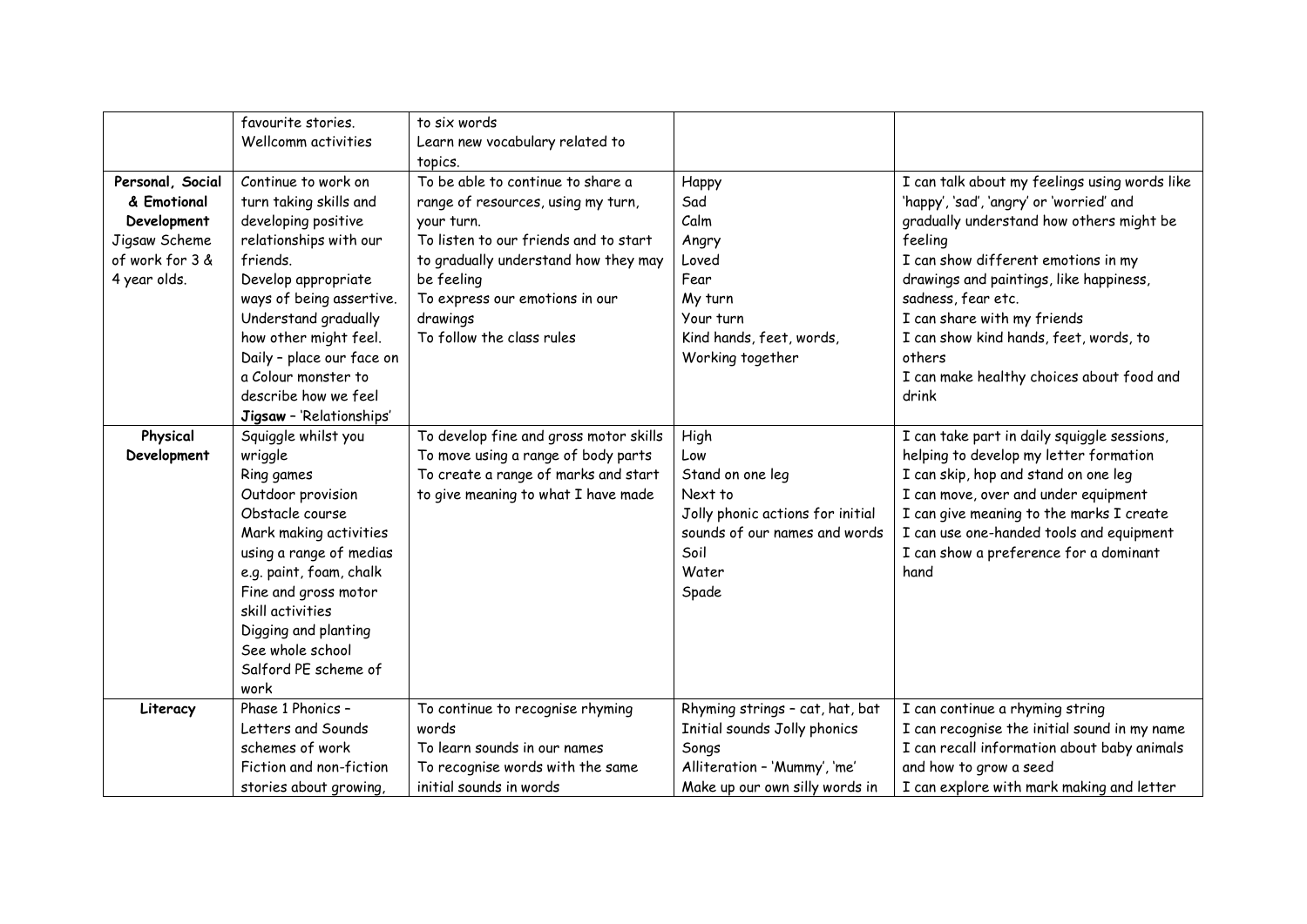| | | | | |
|---|---|---|---|---|
| | favourite stories.<br>Wellcomm activities | to six words<br>Learn new vocabulary related to topics. | | |
| **Personal, Social & Emotional Development**<br>Jigsaw Scheme of work for 3 & 4 year olds. | Continue to work on turn taking skills and developing positive relationships with our friends.<br>Develop appropriate ways of being assertive.<br>Understand gradually how other might feel.<br>Daily – place our face on a Colour monster to describe how we feel<br>**Jigsaw** – 'Relationships' | To be able to continue to share a range of resources, using my turn, your turn.<br>To listen to our friends and to start to gradually understand how they may be feeling<br>To express our emotions in our drawings<br>To follow the class rules | Happy<br>Sad<br>Calm<br>Angry<br>Loved<br>Fear<br>My turn<br>Your turn<br>Kind hands, feet, words,<br>Working together | I can talk about my feelings using words like 'happy', 'sad', 'angry' or 'worried' and gradually understand how others might be feeling<br>I can show different emotions in my drawings and paintings, like happiness, sadness, fear etc.<br>I can share with my friends<br>I can show kind hands, feet, words, to others<br>I can make healthy choices about food and drink |
| **Physical Development** | Squiggle whilst you wriggle<br>Ring games<br>Outdoor provision<br>Obstacle course<br>Mark making activities using a range of medias e.g. paint, foam, chalk<br>Fine and gross motor skill activities<br>Digging and planting<br>See whole school Salford PE scheme of work | To develop fine and gross motor skills<br>To move using a range of body parts<br>To create a range of marks and start to give meaning to what I have made | High<br>Low<br>Stand on one leg<br>Next to<br>Jolly phonic actions for initial sounds of our names and words<br>Soil<br>Water<br>Spade | I can take part in daily squiggle sessions, helping to develop my letter formation<br>I can skip, hop and stand on one leg<br>I can move, over and under equipment<br>I can give meaning to the marks I create<br>I can use one-handed tools and equipment<br>I can show a preference for a dominant hand |
| **Literacy** | Phase 1 Phonics – Letters and Sounds schemes of work<br>Fiction and non-fiction stories about growing, | To continue to recognise rhyming words<br>To learn sounds in our names<br>To recognise words with the same initial sounds in words | Rhyming strings – cat, hat, bat<br>Initial sounds Jolly phonics<br>Songs<br>Alliteration – 'Mummy', 'me'<br>Make up our own silly words in | I can continue a rhyming string<br>I can recognise the initial sound in my name<br>I can recall information about baby animals and how to grow a seed<br>I can explore with mark making and letter |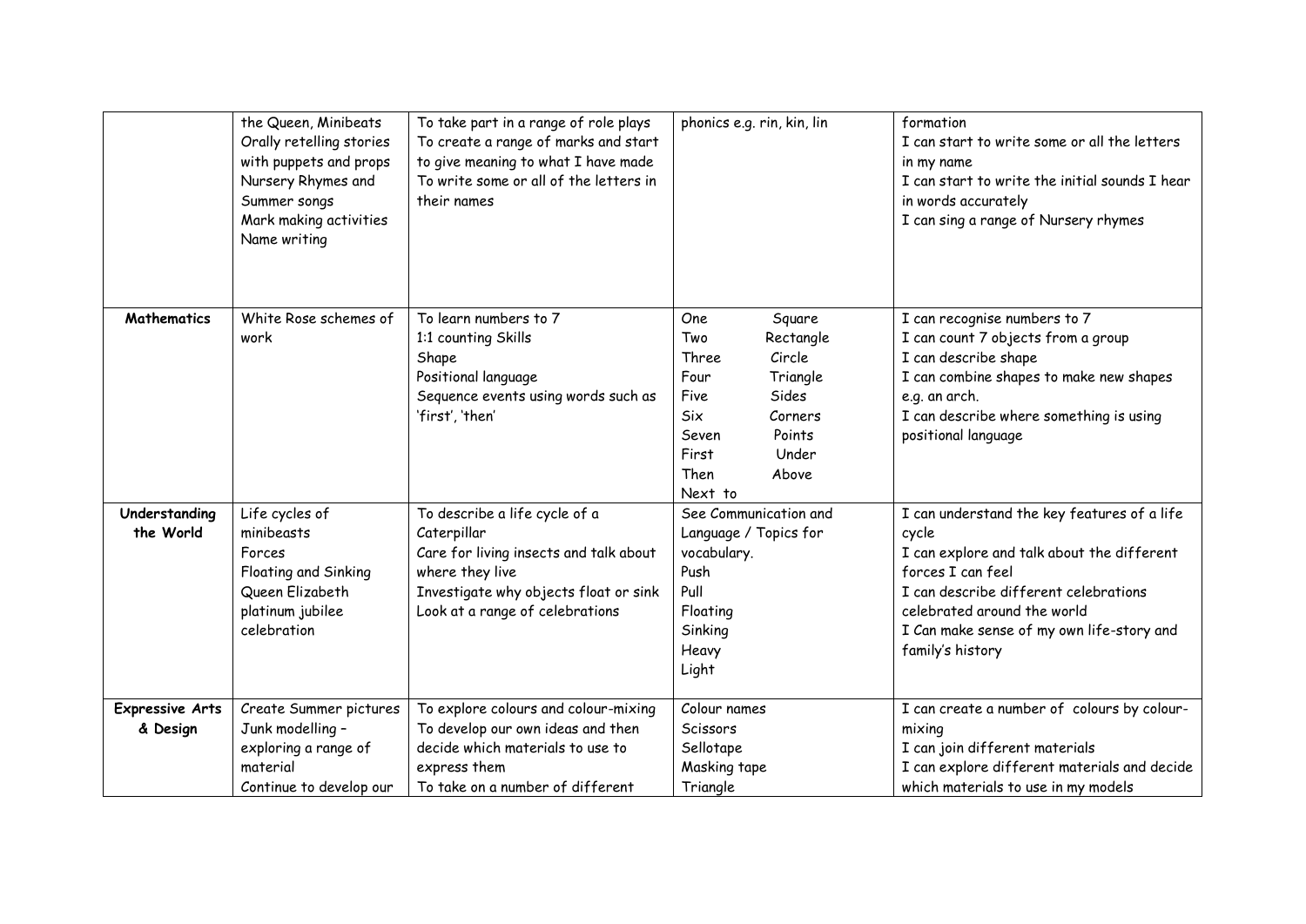| | | | | |
|---|---|---|---|---|
| | the Queen, Minibeats<br>Orally retelling stories with puppets and props<br>Nursery Rhymes and Summer songs<br>Mark making activities<br>Name writing | To take part in a range of role plays<br>To create a range of marks and start to give meaning to what I have made<br>To write some or all of the letters in their names | phonics e.g. rin, kin, lin | formation<br>I can start to write some or all the letters in my name<br>I can start to write the initial sounds I hear in words accurately<br>I can sing a range of Nursery rhymes |
| **Mathematics** | White Rose schemes of work | To learn numbers to 7<br>1:1 counting Skills<br>Shape<br>Positional language<br>Sequence events using words such as 'first', 'then' | One Square<br>Two Rectangle<br>Three Circle<br>Four Triangle<br>Five Sides<br>Six Corners<br>Seven Points<br>First Under<br>Then Above<br>Next to | I can recognise numbers to 7<br>I can count 7 objects from a group<br>I can describe shape<br>I can combine shapes to make new shapes e.g. an arch.<br>I can describe where something is using positional language |
| **Understanding the World** | Life cycles of minibeasts<br>Forces<br>Floating and Sinking<br>Queen Elizabeth platinum jubilee celebration | To describe a life cycle of a Caterpillar<br>Care for living insects and talk about where they live<br>Investigate why objects float or sink<br>Look at a range of celebrations | See Communication and Language / Topics for vocabulary.<br>Push<br>Pull<br>Floating<br>Sinking<br>Heavy<br>Light | I can understand the key features of a life cycle<br>I can explore and talk about the different forces I can feel<br>I can describe different celebrations celebrated around the world<br>I Can make sense of my own life-story and family's history |
| **Expressive Arts & Design** | Create Summer pictures<br>Junk modelling – exploring a range of material<br>Continue to develop our | To explore colours and colour-mixing<br>To develop our own ideas and then decide which materials to use to express them<br>To take on a number of different | Colour names<br>Scissors<br>Sellotape<br>Masking tape<br>Triangle | I can create a number of colours by colour-mixing<br>I can join different materials<br>I can explore different materials and decide which materials to use in my models |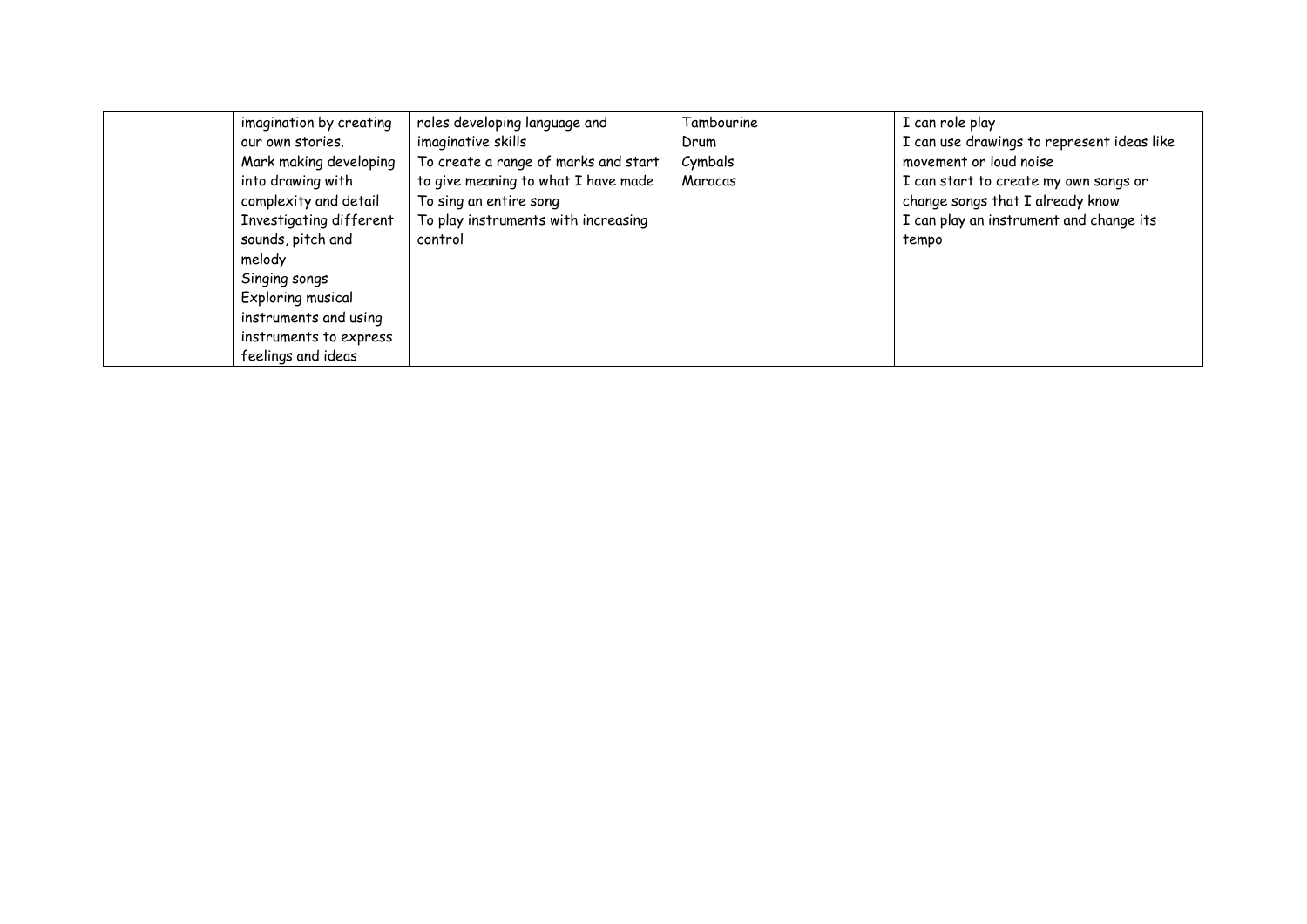| | | | | |
|---|---|---|---|---|
| | imagination by creating our own stories. Mark making developing into drawing with complexity and detail Investigating different sounds, pitch and melody Singing songs Exploring musical instruments and using instruments to express feelings and ideas | roles developing language and imaginative skills To create a range of marks and start to give meaning to what I have made To sing an entire song To play instruments with increasing control | Tambourine Drum Cymbals Maracas | I can role play I can use drawings to represent ideas like movement or loud noise I can start to create my own songs or change songs that I already know I can play an instrument and change its tempo |